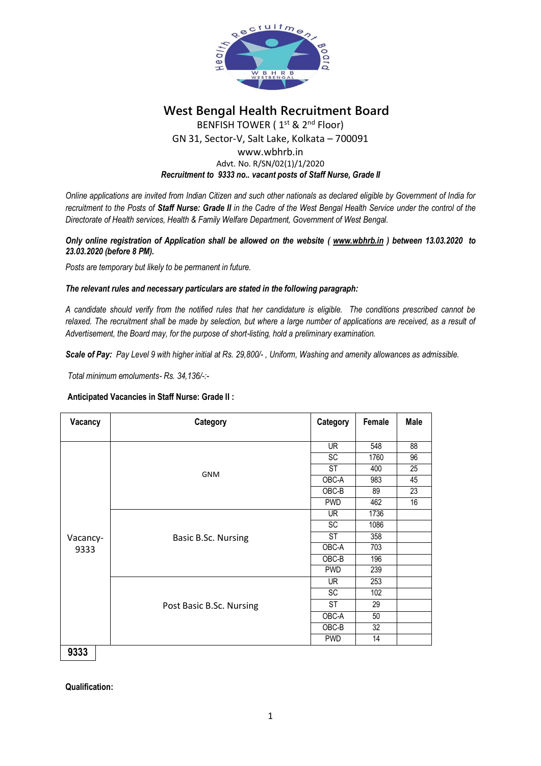# West Bengal Health Recruitment Board

BENFISH TOWER ( 1st & 2nd Floor)

GN 31, Sector-V, Salt Lake, Kolkata – 700091

www.wbhrb.in

Advt. No. R/SN/02(1)/1/2020

***Recruitment to 9333 no.. vacant posts of Staff Nurse, Grade II***

*Online applications are invited from Indian Citizen and such other nationals as declared eligible by Government of India for recruitment to the Posts of **Staff Nurse: Grade II** in the Cadre of the West Bengal Health Service under the control of the Directorate of Health services, Health & Family Welfare Department, Government of West Bengal.*

***Only online registration of Application shall be allowed on the website ( [www.wbhrb.in](www.wbhrb.in) ) between 13.03.2020 to 23.03.2020 (before 8 PM).***

*Posts are temporary but likely to be permanent in future.*

***The relevant rules and necessary particulars are stated in the following paragraph:***

*A candidate should verify from the notified rules that her candidature is eligible. The conditions prescribed cannot be relaxed. The recruitment shall be made by selection, but where a large number of applications are received, as a result of Advertisement, the Board may, for the purpose of short-listing, hold a preliminary examination.*

***Scale of Pay:*** *Pay Level 9 with higher initial at Rs. 29,800/- , Uniform, Washing and amenity allowances as admissible.*

*Total minimum emoluments- Rs. 34,136/-:-*

**Anticipated Vacancies in Staff Nurse: Grade II :**

| Vacancy | Category | Category | Female | Male |
|---|---|---|---|---|
| Vacancy-9333 | GNM | UR | 548 | 88 |
| | | SC | 1760 | 96 |
| | | ST | 400 | 25 |
| | | OBC-A | 983 | 45 |
| | | OBC-B | 89 | 23 |
| | | PWD | 462 | 16 |
| | Basic B.Sc. Nursing | UR | 1736 | |
| | | SC | 1086 | |
| | | ST | 358 | |
| | | OBC-A | 703 | |
| | | OBC-B | 196 | |
| | | PWD | 239 | |
| | Post Basic B.Sc. Nursing | UR | 253 | |
| | | SC | 102 | |
| | | ST | 29 | |
| | | OBC-A | 50 | |
| | | OBC-B | 32 | |
| | | PWD | 14 | |
| **9333** | | | | |

**Qualification:**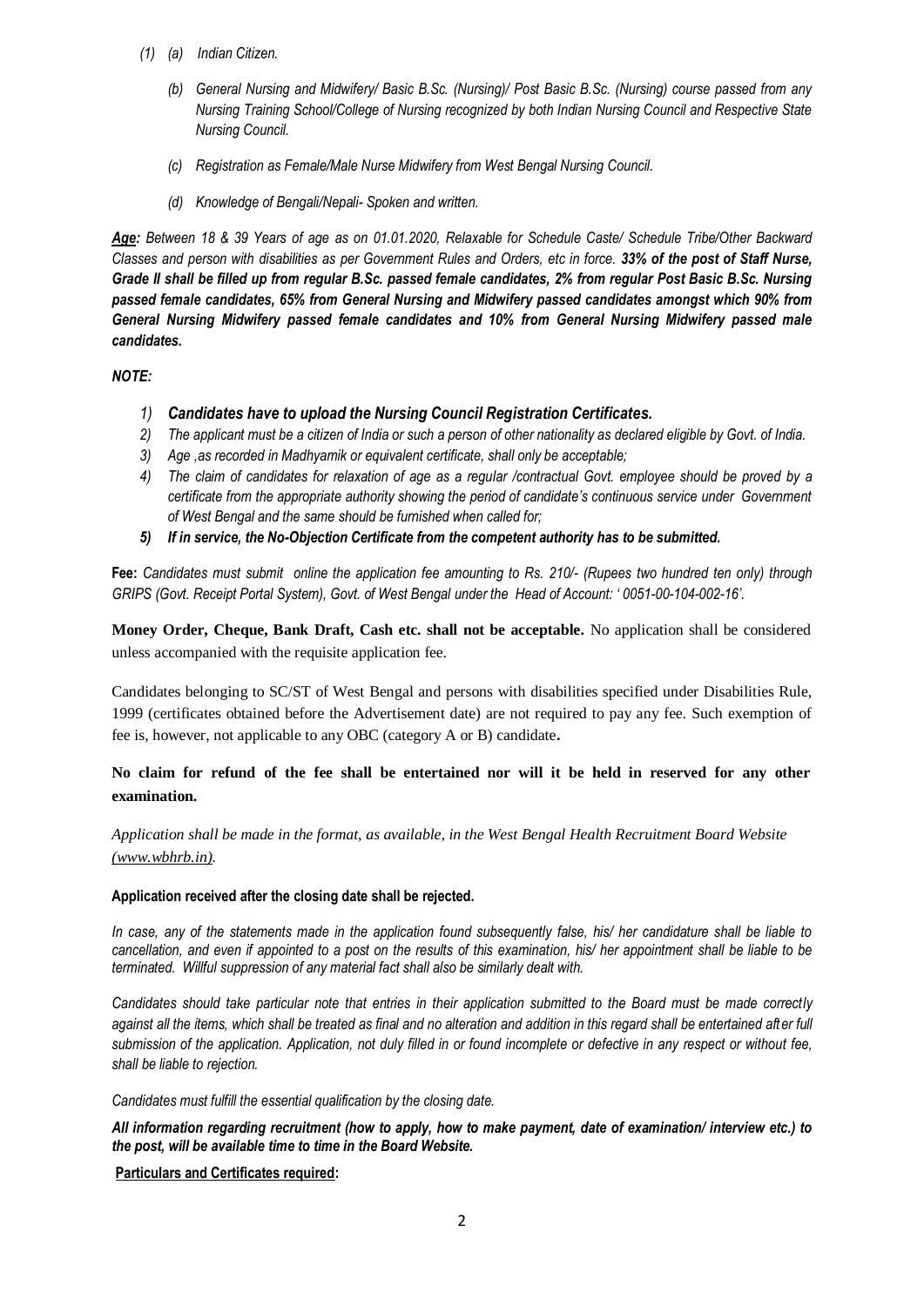(1) (a) *Indian Citizen.*

*(b) General Nursing and Midwifery/ Basic B.Sc. (Nursing)/ Post Basic B.Sc. (Nursing) course passed from any Nursing Training School/College of Nursing recognized by both Indian Nursing Council and Respective State Nursing Council.*

*(c) Registration as Female/Male Nurse Midwifery from West Bengal Nursing Council.*

*(d) Knowledge of Bengali/Nepali- Spoken and written.*

***Age:*** *Between 18 & 39 Years of age as on 01.01.2020, Relaxable for Schedule Caste/ Schedule Tribe/Other Backward Classes and person with disabilities as per Government Rules and Orders, etc in force.* ***33% of the post of Staff Nurse, Grade II shall be filled up from regular B.Sc. passed female candidates, 2% from regular Post Basic B.Sc. Nursing passed female candidates, 65% from General Nursing and Midwifery passed candidates amongst which 90% from General Nursing Midwifery passed female candidates and 10% from General Nursing Midwifery passed male candidates.***

***NOTE:***

1) ***Candidates have to upload the Nursing Council Registration Certificates.***
2) *The applicant must be a citizen of India or such a person of other nationality as declared eligible by Govt. of India.*
3) *Age ,as recorded in Madhyamik or equivalent certificate, shall only be acceptable;*
4) *The claim of candidates for relaxation of age as a regular /contractual Govt. employee should be proved by a certificate from the appropriate authority showing the period of candidate's continuous service under Government of West Bengal and the same should be furnished when called for;*
5) ***If in service, the No-Objection Certificate from the competent authority has to be submitted.***

**Fee:** *Candidates must submit online the application fee amounting to Rs. 210/- (Rupees two hundred ten only) through GRIPS (Govt. Receipt Portal System), Govt. of West Bengal under the Head of Account: ' 0051-00-104-002-16'.*

**Money Order, Cheque, Bank Draft, Cash etc. shall not be acceptable.** No application shall be considered unless accompanied with the requisite application fee.

Candidates belonging to SC/ST of West Bengal and persons with disabilities specified under Disabilities Rule, 1999 (certificates obtained before the Advertisement date) are not required to pay any fee. Such exemption of fee is, however, not applicable to any OBC (category A or B) candidate**.**

**No claim for refund of the fee shall be entertained nor will it be held in reserved for any other examination.**

*Application shall be made in the format, as available, in the West Bengal Health Recruitment Board Website (www.wbhrb.in).*

**Application received after the closing date shall be rejected.**

*In case, any of the statements made in the application found subsequently false, his/ her candidature shall be liable to cancellation, and even if appointed to a post on the results of this examination, his/ her appointment shall be liable to be terminated. Willful suppression of any material fact shall also be similarly dealt with.*

*Candidates should take particular note that entries in their application submitted to the Board must be made correctly against all the items, which shall be treated as final and no alteration and addition in this regard shall be entertained after full submission of the application. Application, not duly filled in or found incomplete or defective in any respect or without fee, shall be liable to rejection.*

*Candidates must fulfill the essential qualification by the closing date.*

***All information regarding recruitment (how to apply, how to make payment, date of examination/ interview etc.) to the post, will be available time to time in the Board Website.***

**Particulars and Certificates required:**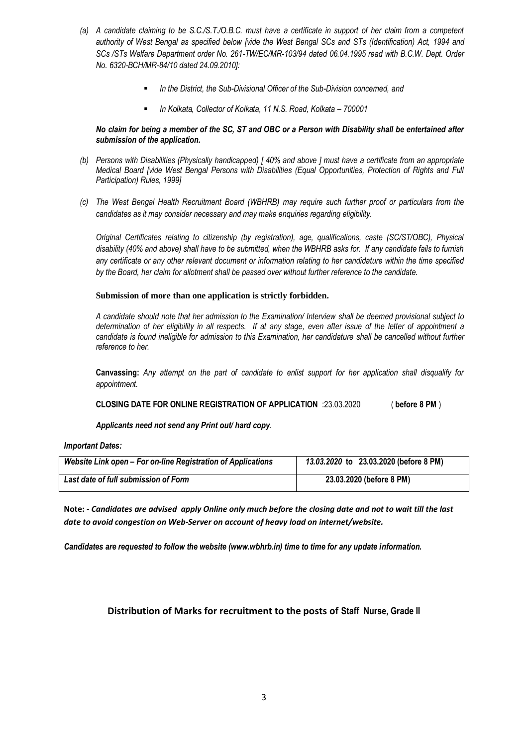*(a) A candidate claiming to be S.C./S.T./O.B.C. must have a certificate in support of her claim from a competent authority of West Bengal as specified below [vide the West Bengal SCs and STs (Identification) Act, 1994 and SCs /STs Welfare Department order No. 261-TW/EC/MR-103/94 dated 06.04.1995 read with B.C.W. Dept. Order No. 6320-BCH/MR-84/10 dated 24.09.2010]:*

- *In the District, the Sub-Divisional Officer of the Sub-Division concerned, and*
- *In Kolkata, Collector of Kolkata, 11 N.S. Road, Kolkata – 700001*

***No claim for being a member of the SC, ST and OBC or a Person with Disability shall be entertained after submission of the application.***

*(b) Persons with Disabilities (Physically handicapped) [ 40% and above ] must have a certificate from an appropriate Medical Board [vide West Bengal Persons with Disabilities (Equal Opportunities, Protection of Rights and Full Participation) Rules, 1999]*

*(c) The West Bengal Health Recruitment Board (WBHRB) may require such further proof or particulars from the candidates as it may consider necessary and may make enquiries regarding eligibility.*

*Original Certificates relating to citizenship (by registration), age, qualifications, caste (SC/ST/OBC), Physical disability (40% and above) shall have to be submitted, when the WBHRB asks for. If any candidate fails to furnish any certificate or any other relevant document or information relating to her candidature within the time specified by the Board, her claim for allotment shall be passed over without further reference to the candidate.*

**Submission of more than one application is strictly forbidden.**

*A candidate should note that her admission to the Examination/ Interview shall be deemed provisional subject to determination of her eligibility in all respects. If at any stage, even after issue of the letter of appointment a candidate is found ineligible for admission to this Examination, her candidature shall be cancelled without further reference to her.*

**Canvassing:** *Any attempt on the part of candidate to enlist support for her application shall disqualify for appointment.*

**CLOSING DATE FOR ONLINE REGISTRATION OF APPLICATION** :23.03.2020 ( **before 8 PM** )

***Applicants need not send any Print out/ hard copy**.*

***Important Dates:***

| *Website Link open – For on-line Registration of Applications* | *13.03.2020* to 23.03.2020 (before 8 PM) |
|---|---|
| *Last date of full submission of Form* | 23.03.2020 (before 8 PM) |

**Note:** *- Candidates are advised apply Online only much before the closing date and not to wait till the last date to avoid congestion on Web-Server on account of heavy load on internet/website.*

***Candidates are requested to follow the website (www.wbhrb.in) time to time for any update information.***

## Distribution of Marks for recruitment to the posts of Staff Nurse, Grade II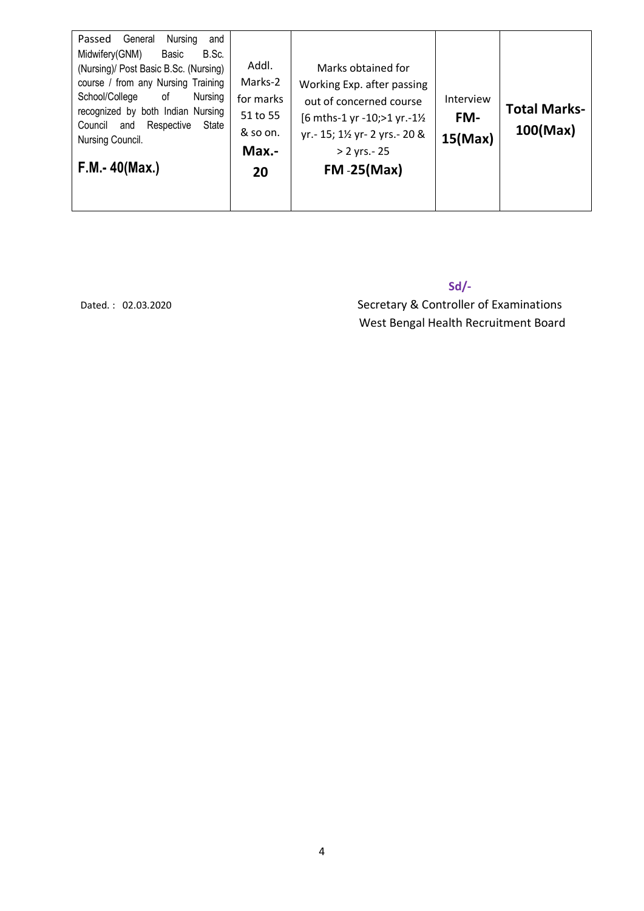| | | | | |
|---|---|---|---|---|
| Passed General Nursing and Midwifery(GNM) Basic B.Sc. (Nursing)/ Post Basic B.Sc. (Nursing) course / from any Nursing Training School/College of Nursing recognized by both Indian Nursing Council and Respective State Nursing Council.<br><br>**F.M.- 40(Max.)** | Addl. Marks-2 for marks 51 to 55 & so on. **Max.- 20** | Marks obtained for Working Exp. after passing out of concerned course [6 mths-1 yr -10;>1 yr.-1½ yr.- 15; 1½ yr- 2 yrs.- 20 & > 2 yrs.- 25 **FM -25(Max)** | Interview **FM- 15(Max)** | **Total Marks- 100(Max)** |

Sd/-

Dated. : 02.03.2020

Secretary & Controller of Examinations
West Bengal Health Recruitment Board